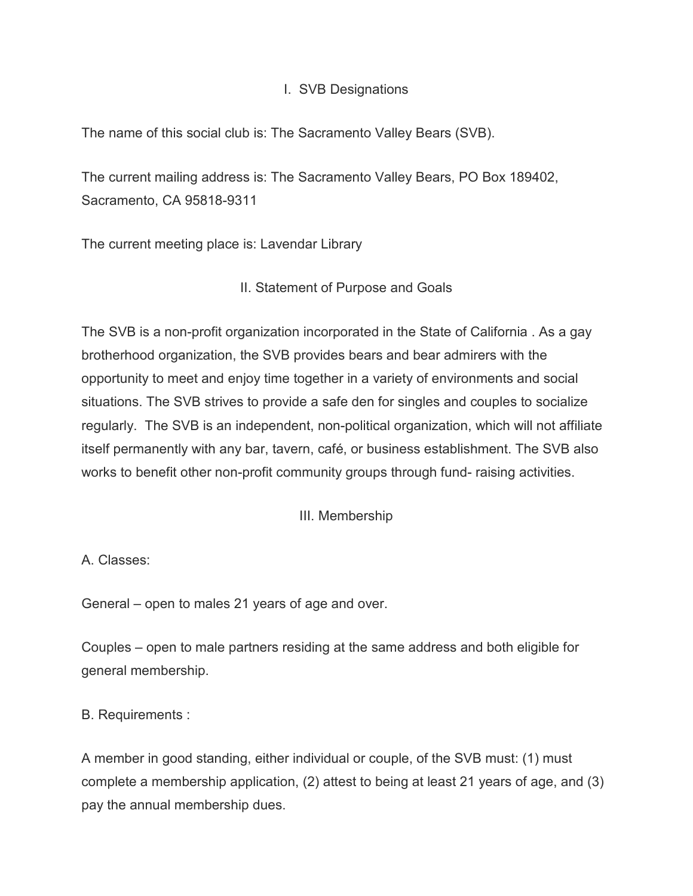## I. SVB Designations

The name of this social club is: The Sacramento Valley Bears (SVB).

The current mailing address is: The Sacramento Valley Bears, PO Box 189402, Sacramento, CA 95818-9311

The current meeting place is: Lavendar Library

## II. Statement of Purpose and Goals

The SVB is a non-profit organization incorporated in the State of California . As a gay brotherhood organization, the SVB provides bears and bear admirers with the opportunity to meet and enjoy time together in a variety of environments and social situations. The SVB strives to provide a safe den for singles and couples to socialize regularly. The SVB is an independent, non-political organization, which will not affiliate itself permanently with any bar, tavern, café, or business establishment. The SVB also works to benefit other non-profit community groups through fund- raising activities.

## III. Membership

A. Classes:

General – open to males 21 years of age and over.

Couples – open to male partners residing at the same address and both eligible for general membership.

B. Requirements :

A member in good standing, either individual or couple, of the SVB must: (1) must complete a membership application, (2) attest to being at least 21 years of age, and (3) pay the annual membership dues.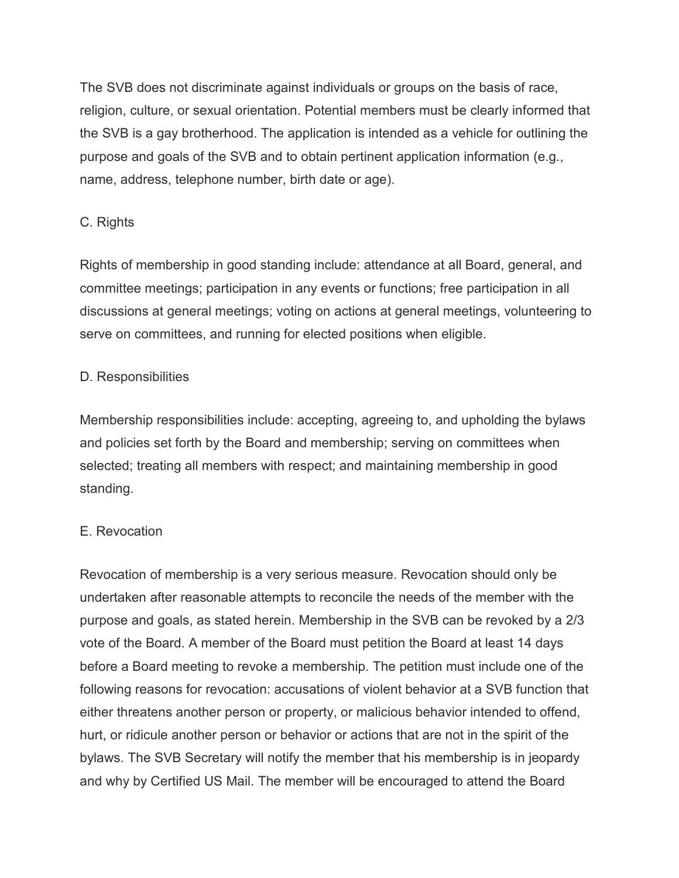The SVB does not discriminate against individuals or groups on the basis of race, religion, culture, or sexual orientation. Potential members must be clearly informed that the SVB is a gay brotherhood. The application is intended as a vehicle for outlining the purpose and goals of the SVB and to obtain pertinent application information (e.g., name, address, telephone number, birth date or age).

### C. Rights

Rights of membership in good standing include: attendance at all Board, general, and committee meetings; participation in any events or functions; free participation in all discussions at general meetings; voting on actions at general meetings, volunteering to serve on committees, and running for elected positions when eligible.

### D. Responsibilities

Membership responsibilities include: accepting, agreeing to, and upholding the bylaws and policies set forth by the Board and membership; serving on committees when selected; treating all members with respect; and maintaining membership in good standing.

### E. Revocation

Revocation of membership is a very serious measure. Revocation should only be undertaken after reasonable attempts to reconcile the needs of the member with the purpose and goals, as stated herein. Membership in the SVB can be revoked by a 2/3 vote of the Board. A member of the Board must petition the Board at least 14 days before a Board meeting to revoke a membership. The petition must include one of the following reasons for revocation: accusations of violent behavior at a SVB function that either threatens another person or property, or malicious behavior intended to offend, hurt, or ridicule another person or behavior or actions that are not in the spirit of the bylaws. The SVB Secretary will notify the member that his membership is in jeopardy and why by Certified US Mail. The member will be encouraged to attend the Board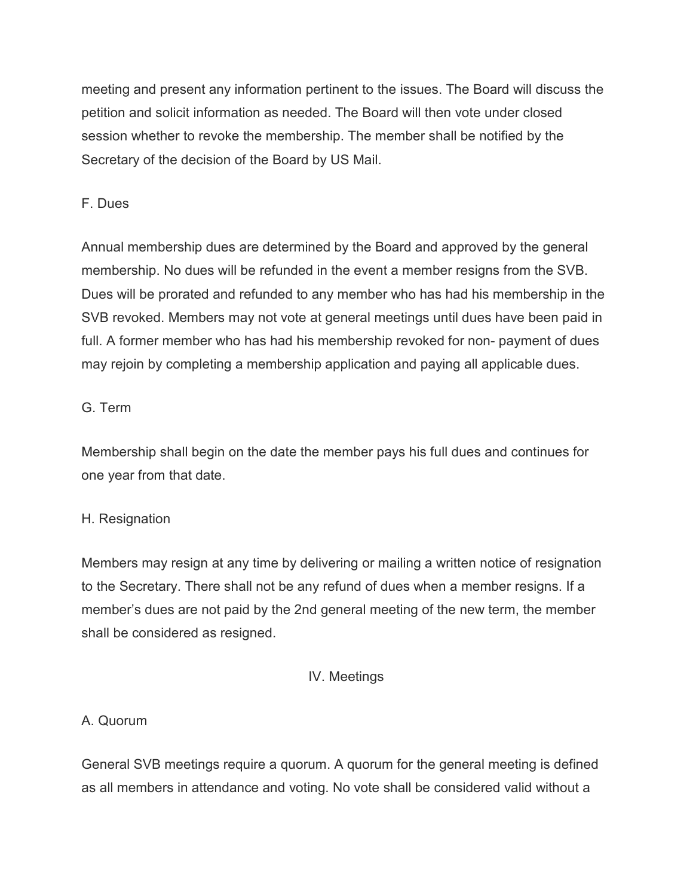meeting and present any information pertinent to the issues. The Board will discuss the petition and solicit information as needed. The Board will then vote under closed session whether to revoke the membership. The member shall be notified by the Secretary of the decision of the Board by US Mail.

### F. Dues

Annual membership dues are determined by the Board and approved by the general membership. No dues will be refunded in the event a member resigns from the SVB. Dues will be prorated and refunded to any member who has had his membership in the SVB revoked. Members may not vote at general meetings until dues have been paid in full. A former member who has had his membership revoked for non- payment of dues may rejoin by completing a membership application and paying all applicable dues.

### G. Term

Membership shall begin on the date the member pays his full dues and continues for one year from that date.

### H. Resignation

Members may resign at any time by delivering or mailing a written notice of resignation to the Secretary. There shall not be any refund of dues when a member resigns. If a member's dues are not paid by the 2nd general meeting of the new term, the member shall be considered as resigned.

## IV. Meetings

### A. Quorum

General SVB meetings require a quorum. A quorum for the general meeting is defined as all members in attendance and voting. No vote shall be considered valid without a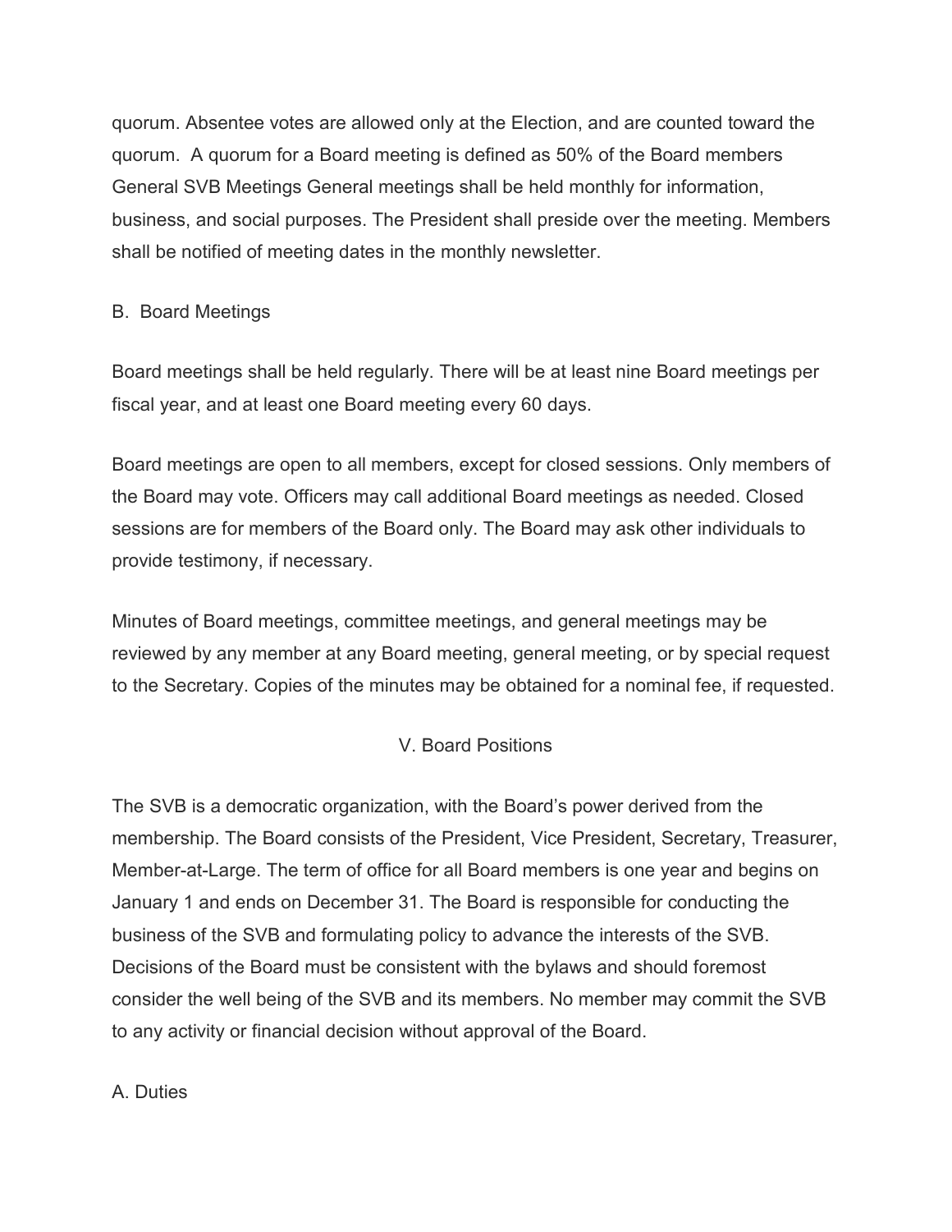quorum. Absentee votes are allowed only at the Election, and are counted toward the quorum.  A quorum for a Board meeting is defined as 50% of the Board members General SVB Meetings General meetings shall be held monthly for information, business, and social purposes. The President shall preside over the meeting. Members shall be notified of meeting dates in the monthly newsletter.

B.  Board Meetings

Board meetings shall be held regularly. There will be at least nine Board meetings per fiscal year, and at least one Board meeting every 60 days.

Board meetings are open to all members, except for closed sessions. Only members of the Board may vote. Officers may call additional Board meetings as needed. Closed sessions are for members of the Board only. The Board may ask other individuals to provide testimony, if necessary.

Minutes of Board meetings, committee meetings, and general meetings may be reviewed by any member at any Board meeting, general meeting, or by special request to the Secretary. Copies of the minutes may be obtained for a nominal fee, if requested.

## V. Board Positions

The SVB is a democratic organization, with the Board's power derived from the membership. The Board consists of the President, Vice President, Secretary, Treasurer, Member-at-Large. The term of office for all Board members is one year and begins on January 1 and ends on December 31. The Board is responsible for conducting the business of the SVB and formulating policy to advance the interests of the SVB. Decisions of the Board must be consistent with the bylaws and should foremost consider the well being of the SVB and its members. No member may commit the SVB to any activity or financial decision without approval of the Board.

A. Duties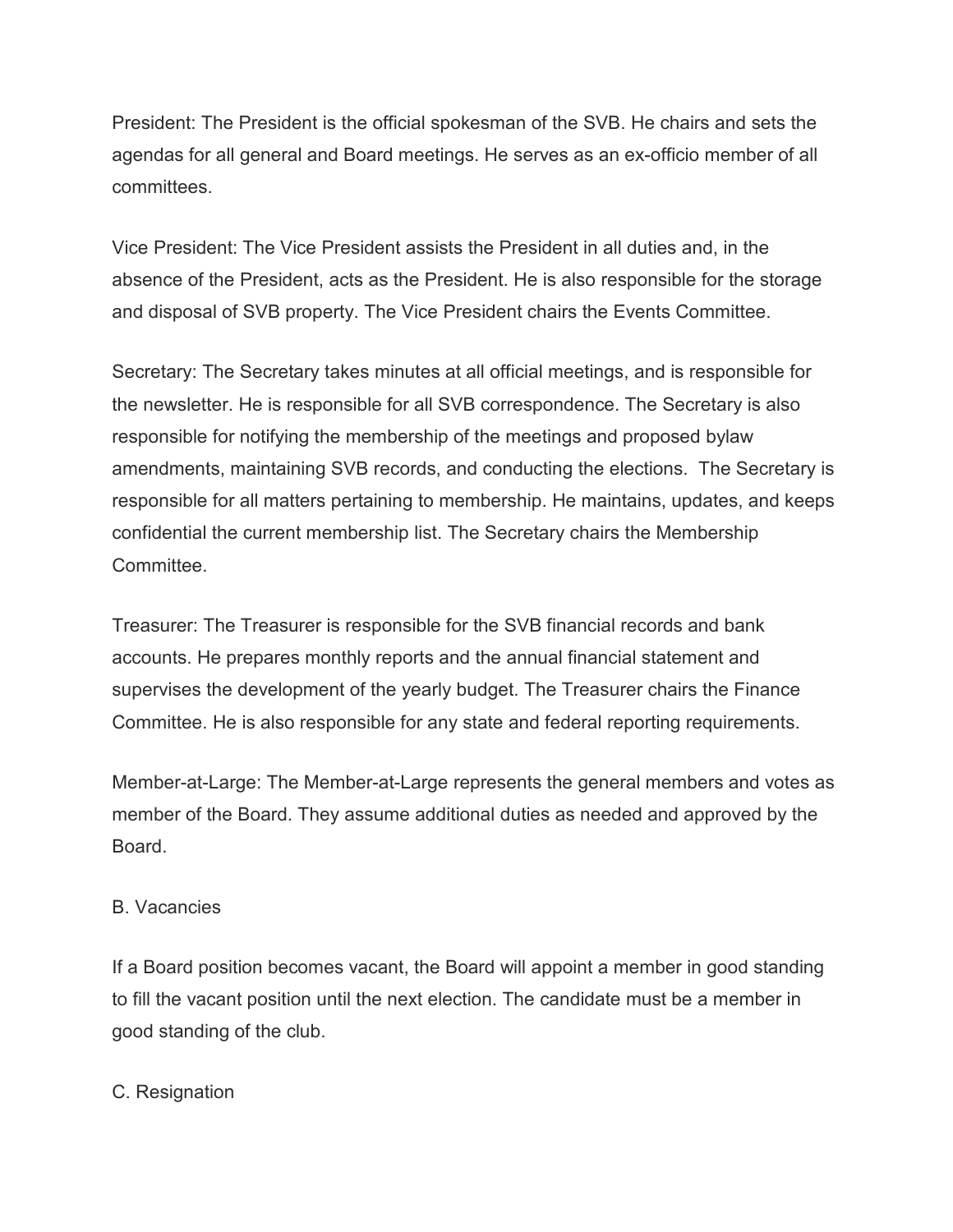President: The President is the official spokesman of the SVB. He chairs and sets the agendas for all general and Board meetings. He serves as an ex-officio member of all committees.

Vice President: The Vice President assists the President in all duties and, in the absence of the President, acts as the President. He is also responsible for the storage and disposal of SVB property. The Vice President chairs the Events Committee.

Secretary: The Secretary takes minutes at all official meetings, and is responsible for the newsletter. He is responsible for all SVB correspondence. The Secretary is also responsible for notifying the membership of the meetings and proposed bylaw amendments, maintaining SVB records, and conducting the elections. The Secretary is responsible for all matters pertaining to membership. He maintains, updates, and keeps confidential the current membership list. The Secretary chairs the Membership Committee.

Treasurer: The Treasurer is responsible for the SVB financial records and bank accounts. He prepares monthly reports and the annual financial statement and supervises the development of the yearly budget. The Treasurer chairs the Finance Committee. He is also responsible for any state and federal reporting requirements.

Member-at-Large: The Member-at-Large represents the general members and votes as member of the Board. They assume additional duties as needed and approved by the Board.

B. Vacancies

If a Board position becomes vacant, the Board will appoint a member in good standing to fill the vacant position until the next election. The candidate must be a member in good standing of the club.

C. Resignation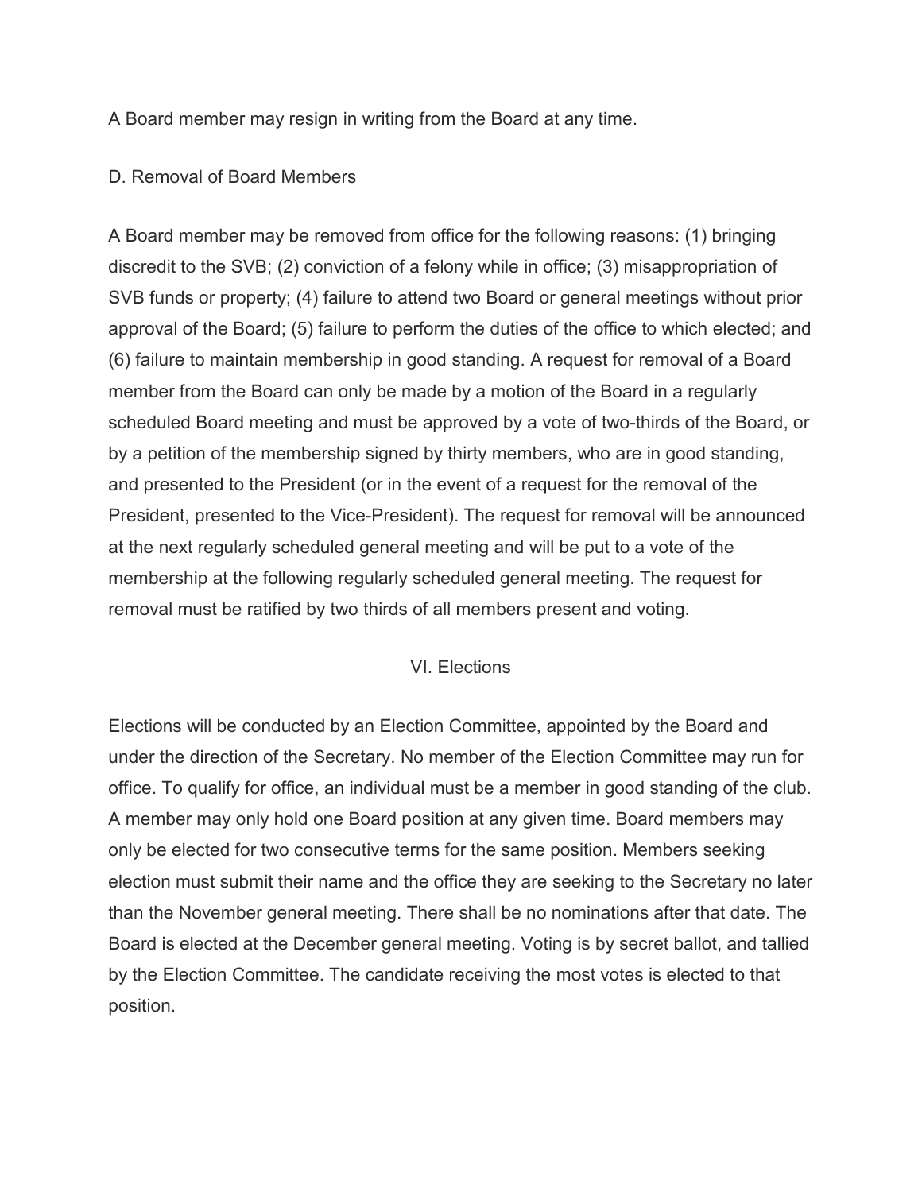A Board member may resign in writing from the Board at any time.

### D. Removal of Board Members

A Board member may be removed from office for the following reasons: (1) bringing discredit to the SVB; (2) conviction of a felony while in office; (3) misappropriation of SVB funds or property; (4) failure to attend two Board or general meetings without prior approval of the Board; (5) failure to perform the duties of the office to which elected; and (6) failure to maintain membership in good standing. A request for removal of a Board member from the Board can only be made by a motion of the Board in a regularly scheduled Board meeting and must be approved by a vote of two-thirds of the Board, or by a petition of the membership signed by thirty members, who are in good standing, and presented to the President (or in the event of a request for the removal of the President, presented to the Vice-President). The request for removal will be announced at the next regularly scheduled general meeting and will be put to a vote of the membership at the following regularly scheduled general meeting. The request for removal must be ratified by two thirds of all members present and voting.

## VI. Elections

Elections will be conducted by an Election Committee, appointed by the Board and under the direction of the Secretary. No member of the Election Committee may run for office. To qualify for office, an individual must be a member in good standing of the club. A member may only hold one Board position at any given time. Board members may only be elected for two consecutive terms for the same position. Members seeking election must submit their name and the office they are seeking to the Secretary no later than the November general meeting. There shall be no nominations after that date. The Board is elected at the December general meeting. Voting is by secret ballot, and tallied by the Election Committee. The candidate receiving the most votes is elected to that position.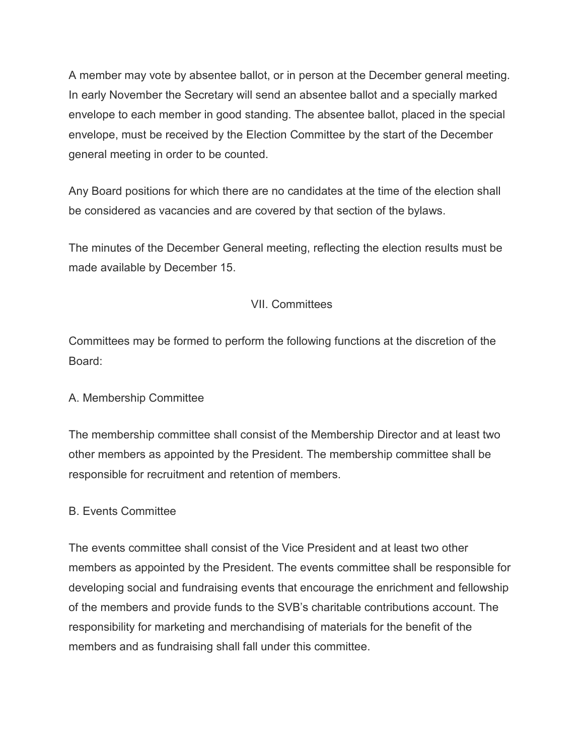A member may vote by absentee ballot, or in person at the December general meeting. In early November the Secretary will send an absentee ballot and a specially marked envelope to each member in good standing. The absentee ballot, placed in the special envelope, must be received by the Election Committee by the start of the December general meeting in order to be counted.

Any Board positions for which there are no candidates at the time of the election shall be considered as vacancies and are covered by that section of the bylaws.

The minutes of the December General meeting, reflecting the election results must be made available by December 15.

## VII. Committees

Committees may be formed to perform the following functions at the discretion of the Board:

### A. Membership Committee

The membership committee shall consist of the Membership Director and at least two other members as appointed by the President. The membership committee shall be responsible for recruitment and retention of members.

### B. Events Committee

The events committee shall consist of the Vice President and at least two other members as appointed by the President. The events committee shall be responsible for developing social and fundraising events that encourage the enrichment and fellowship of the members and provide funds to the SVB's charitable contributions account. The responsibility for marketing and merchandising of materials for the benefit of the members and as fundraising shall fall under this committee.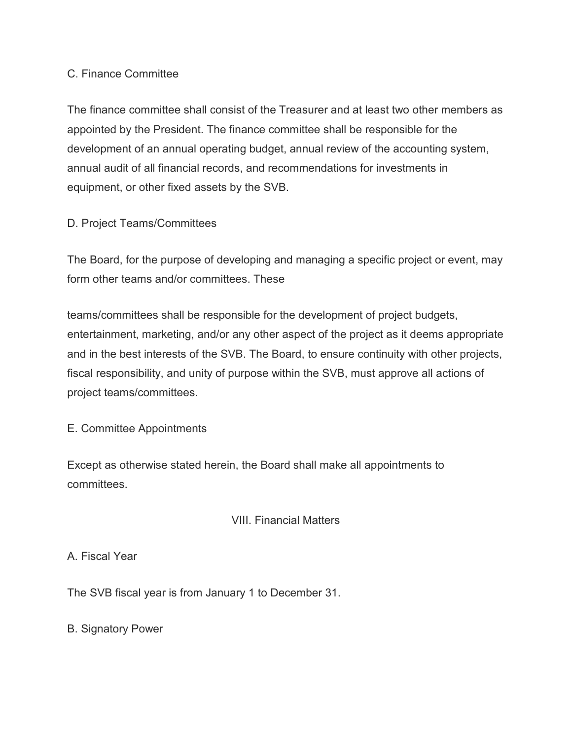C. Finance Committee

The finance committee shall consist of the Treasurer and at least two other members as appointed by the President. The finance committee shall be responsible for the development of an annual operating budget, annual review of the accounting system, annual audit of all financial records, and recommendations for investments in equipment, or other fixed assets by the SVB.

D. Project Teams/Committees

The Board, for the purpose of developing and managing a specific project or event, may form other teams and/or committees. These

teams/committees shall be responsible for the development of project budgets, entertainment, marketing, and/or any other aspect of the project as it deems appropriate and in the best interests of the SVB. The Board, to ensure continuity with other projects, fiscal responsibility, and unity of purpose within the SVB, must approve all actions of project teams/committees.

E. Committee Appointments

Except as otherwise stated herein, the Board shall make all appointments to committees.

## VIII. Financial Matters

A. Fiscal Year

The SVB fiscal year is from January 1 to December 31.

B. Signatory Power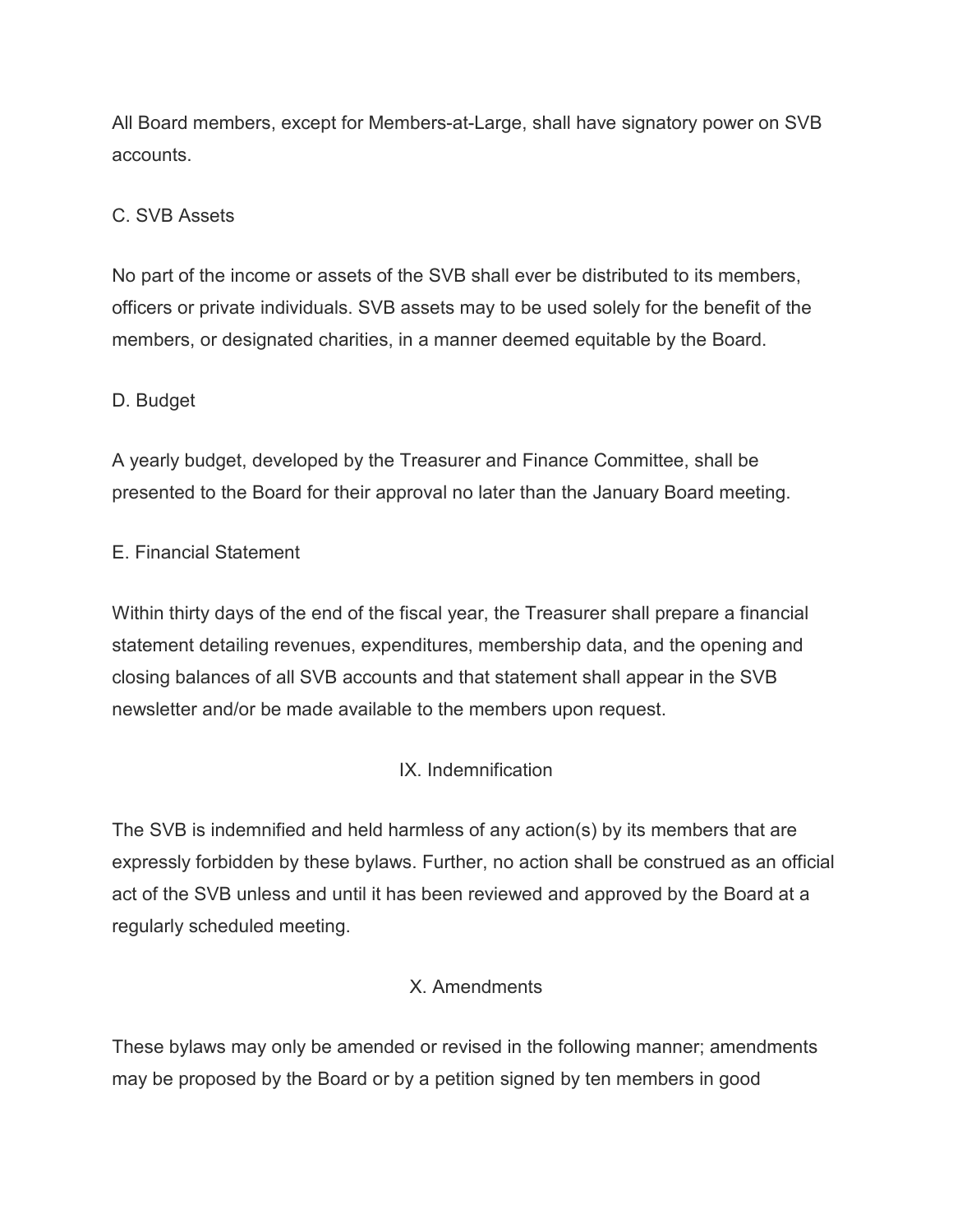All Board members, except for Members-at-Large, shall have signatory power on SVB accounts.

### C. SVB Assets

No part of the income or assets of the SVB shall ever be distributed to its members, officers or private individuals. SVB assets may to be used solely for the benefit of the members, or designated charities, in a manner deemed equitable by the Board.

### D. Budget

A yearly budget, developed by the Treasurer and Finance Committee, shall be presented to the Board for their approval no later than the January Board meeting.

### E. Financial Statement

Within thirty days of the end of the fiscal year, the Treasurer shall prepare a financial statement detailing revenues, expenditures, membership data, and the opening and closing balances of all SVB accounts and that statement shall appear in the SVB newsletter and/or be made available to the members upon request.

## IX. Indemnification

The SVB is indemnified and held harmless of any action(s) by its members that are expressly forbidden by these bylaws. Further, no action shall be construed as an official act of the SVB unless and until it has been reviewed and approved by the Board at a regularly scheduled meeting.

## X. Amendments

These bylaws may only be amended or revised in the following manner; amendments may be proposed by the Board or by a petition signed by ten members in good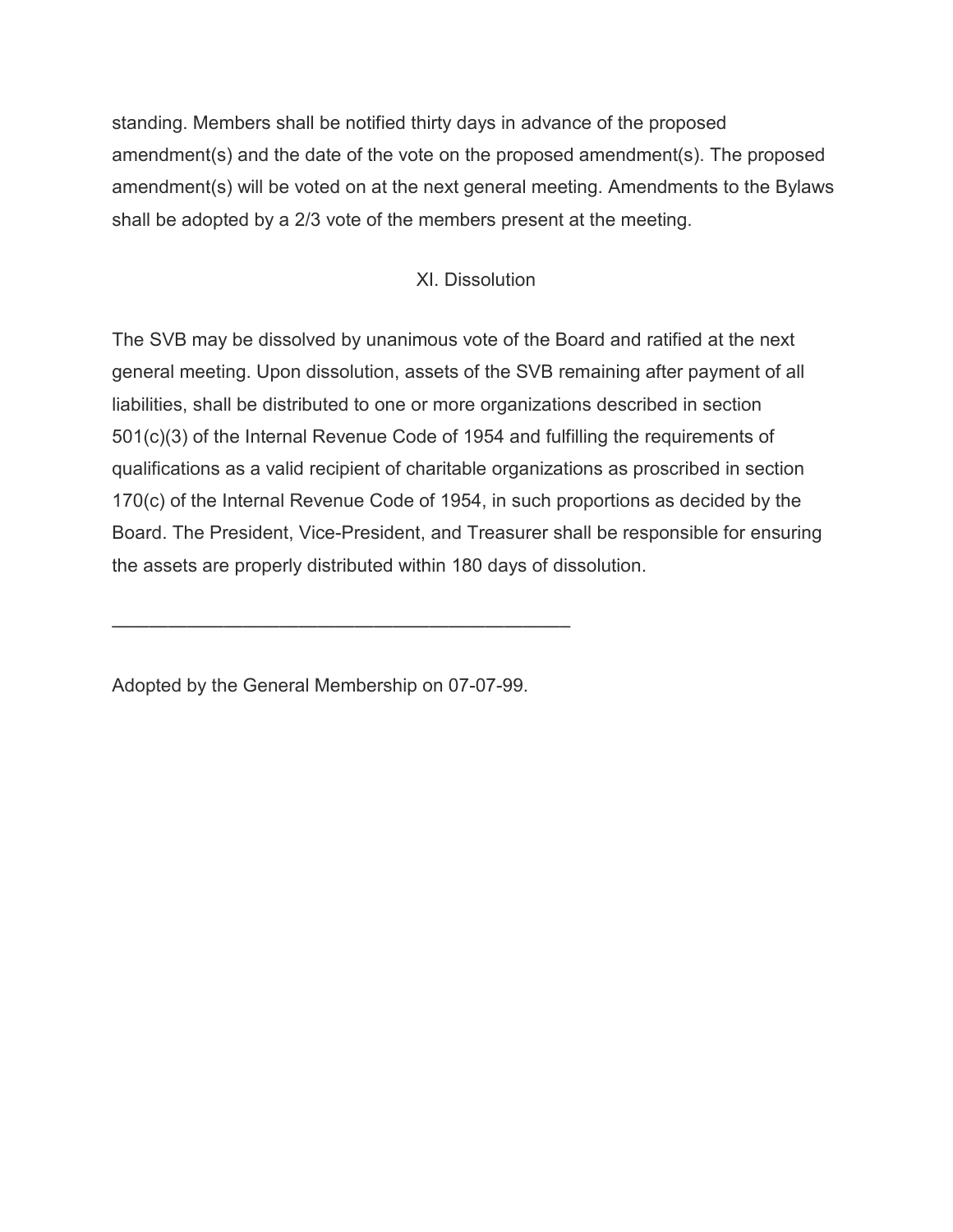standing. Members shall be notified thirty days in advance of the proposed amendment(s) and the date of the vote on the proposed amendment(s). The proposed amendment(s) will be voted on at the next general meeting. Amendments to the Bylaws shall be adopted by a 2/3 vote of the members present at the meeting.

## XI. Dissolution

The SVB may be dissolved by unanimous vote of the Board and ratified at the next general meeting. Upon dissolution, assets of the SVB remaining after payment of all liabilities, shall be distributed to one or more organizations described in section 501(c)(3) of the Internal Revenue Code of 1954 and fulfilling the requirements of qualifications as a valid recipient of charitable organizations as proscribed in section 170(c) of the Internal Revenue Code of 1954, in such proportions as decided by the Board. The President, Vice-President, and Treasurer shall be responsible for ensuring the assets are properly distributed within 180 days of dissolution.

---

Adopted by the General Membership on 07-07-99.